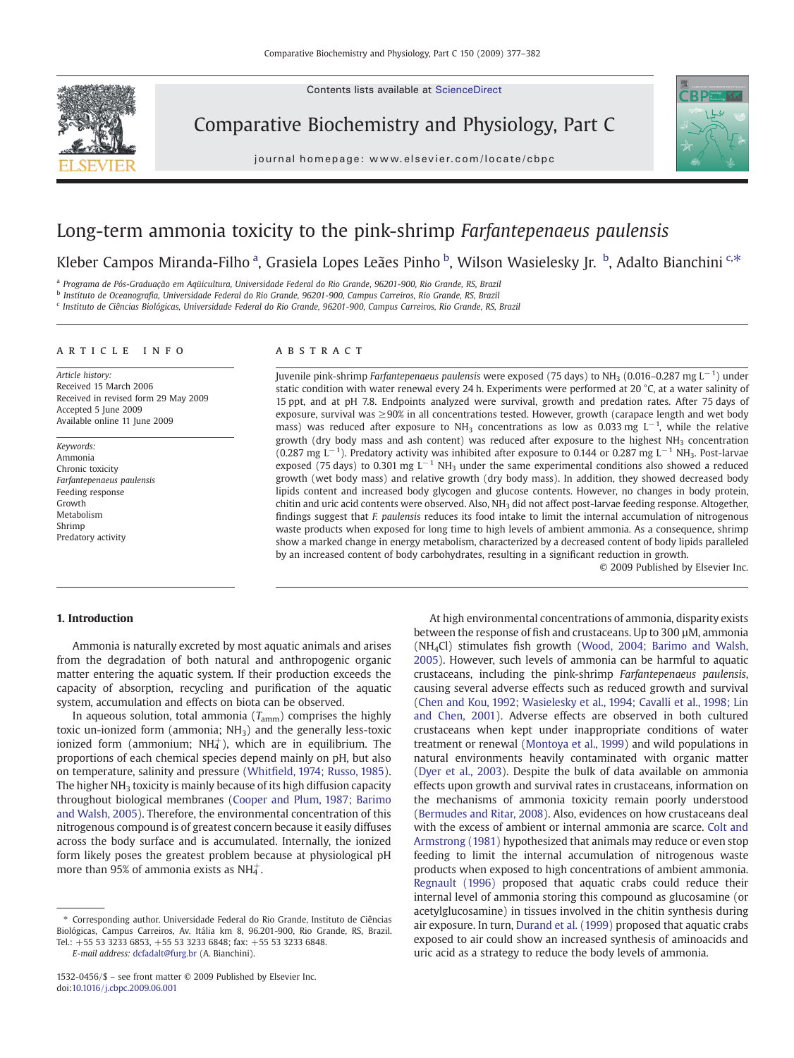# Long-term ammonia toxicity to the pink-shrimp *Farfantepenaeus paulensis*

Kleber Campos Miranda-Filho [a], Grasiela Lopes Leães Pinho [b], Wilson Wasielesky Jr. [b], Adalto Bianchini [c,*]

[a] Programa de Pós-Graduação em Agüicultura, Universidade Federal do Rio Grande, 96201-900, Rio Grande, RS, Brazil
[b] Instituto de Oceanografia, Universidade Federal do Rio Grande, 96201-900, Campus Carreiros, Rio Grande, RS, Brazil
[c] Instituto de Ciências Biológicas, Universidade Federal do Rio Grande, 96201-900, Campus Carreiros, Rio Grande, RS, Brazil

## ARTICLE INFO

*Article history:*
Received 15 March 2006
Received in revised form 29 May 2009
Accepted 5 June 2009
Available online 11 June 2009

*Keywords:*
Ammonia
Chronic toxicity
*Farfantepenaeus paulensis*
Feeding response
Growth
Metabolism
Shrimp
Predatory activity

## ABSTRACT

Juvenile pink-shrimp *Farfantepenaeus paulensis* were exposed (75 days) to $NH_3$ (0.016–0.287 mg $L^{-1}$) under static condition with water renewal every 24 h. Experiments were performed at 20 °C, at a water salinity of 15 ppt, and at pH 7.8. Endpoints analyzed were survival, growth and predation rates. After 75 days of exposure, survival was ≥90% in all concentrations tested. However, growth (carapace length and wet body mass) was reduced after exposure to $NH_3$ concentrations as low as 0.033 mg $L^{-1}$, while the relative growth (dry body mass and ash content) was reduced after exposure to the highest $NH_3$ concentration (0.287 mg $L^{-1}$). Predatory activity was inhibited after exposure to 0.144 or 0.287 mg $L^{-1}$ $NH_3$. Post-larvae exposed (75 days) to 0.301 mg $L^{-1}$ $NH_3$ under the same experimental conditions also showed a reduced growth (wet body mass) and relative growth (dry body mass). In addition, they showed decreased body lipids content and increased body glycogen and glucose contents. However, no changes in body protein, chitin and uric acid contents were observed. Also, $NH_3$ did not affect post-larvae feeding response. Altogether, findings suggest that *F. paulensis* reduces its food intake to limit the internal accumulation of nitrogenous waste products when exposed for long time to high levels of ambient ammonia. As a consequence, shrimp show a marked change in energy metabolism, characterized by a decreased content of body lipids paralleled by an increased content of body carbohydrates, resulting in a significant reduction in growth.

© 2009 Published by Elsevier Inc.

## 1. Introduction

Ammonia is naturally excreted by most aquatic animals and arises from the degradation of both natural and anthropogenic organic matter entering the aquatic system. If their production exceeds the capacity of absorption, recycling and purification of the aquatic system, accumulation and effects on biota can be observed.

In aqueous solution, total ammonia ($T_{amm}$) comprises the highly toxic un-ionized form (ammonia; $NH_3$) and the generally less-toxic ionized form (ammonium; $NH_4^+$), which are in equilibrium. The proportions of each chemical species depend mainly on pH, but also on temperature, salinity and pressure (Whitfield, 1974; Russo, 1985). The higher $NH_3$ toxicity is mainly because of its high diffusion capacity throughout biological membranes (Cooper and Plum, 1987; Barimo and Walsh, 2005). Therefore, the environmental concentration of this nitrogenous compound is of greatest concern because it easily diffuses across the body surface and is accumulated. Internally, the ionized form likely poses the greatest problem because at physiological pH more than 95% of ammonia exists as $NH_4^+$.

At high environmental concentrations of ammonia, disparity exists between the response of fish and crustaceans. Up to 300 µM, ammonia ($NH_4Cl$) stimulates fish growth (Wood, 2004; Barimo and Walsh, 2005). However, such levels of ammonia can be harmful to aquatic crustaceans, including the pink-shrimp *Farfantepenaeus paulensis*, causing several adverse effects such as reduced growth and survival (Chen and Kou, 1992; Wasielesky et al., 1994; Cavalli et al., 1998; Lin and Chen, 2001). Adverse effects are observed in both cultured crustaceans when kept under inappropriate conditions of water treatment or renewal (Montoya et al., 1999) and wild populations in natural environments heavily contaminated with organic matter (Dyer et al., 2003). Despite the bulk of data available on ammonia effects upon growth and survival rates in crustaceans, information on the mechanisms of ammonia toxicity remain poorly understood (Bermudes and Ritar, 2008). Also, evidences on how crustaceans deal with the excess of ambient or internal ammonia are scarce. Colt and Armstrong (1981) hypothesized that animals may reduce or even stop feeding to limit the internal accumulation of nitrogenous waste products when exposed to high concentrations of ambient ammonia. Regnault (1996) proposed that aquatic crabs could reduce their internal level of ammonia storing this compound as glucosamine (or acetylglucosamine) in tissues involved in the chitin synthesis during air exposure. In turn, Durand et al. (1999) proposed that aquatic crabs exposed to air could show an increased synthesis of aminoacids and uric acid as a strategy to reduce the body levels of ammonia.

---

* Corresponding author. Universidade Federal do Rio Grande, Instituto de Ciências Biológicas, Campus Carreiros, Av. Itália km 8, 96.201-900, Rio Grande, RS, Brazil. Tel.: +55 53 3233 6853, +55 53 3233 6848; fax: +55 53 3233 6848.
*E-mail address:* dcfadalt@furg.br (A. Bianchini).

1532-0456/$ – see front matter © 2009 Published by Elsevier Inc.
doi:10.1016/j.cbpc.2009.06.001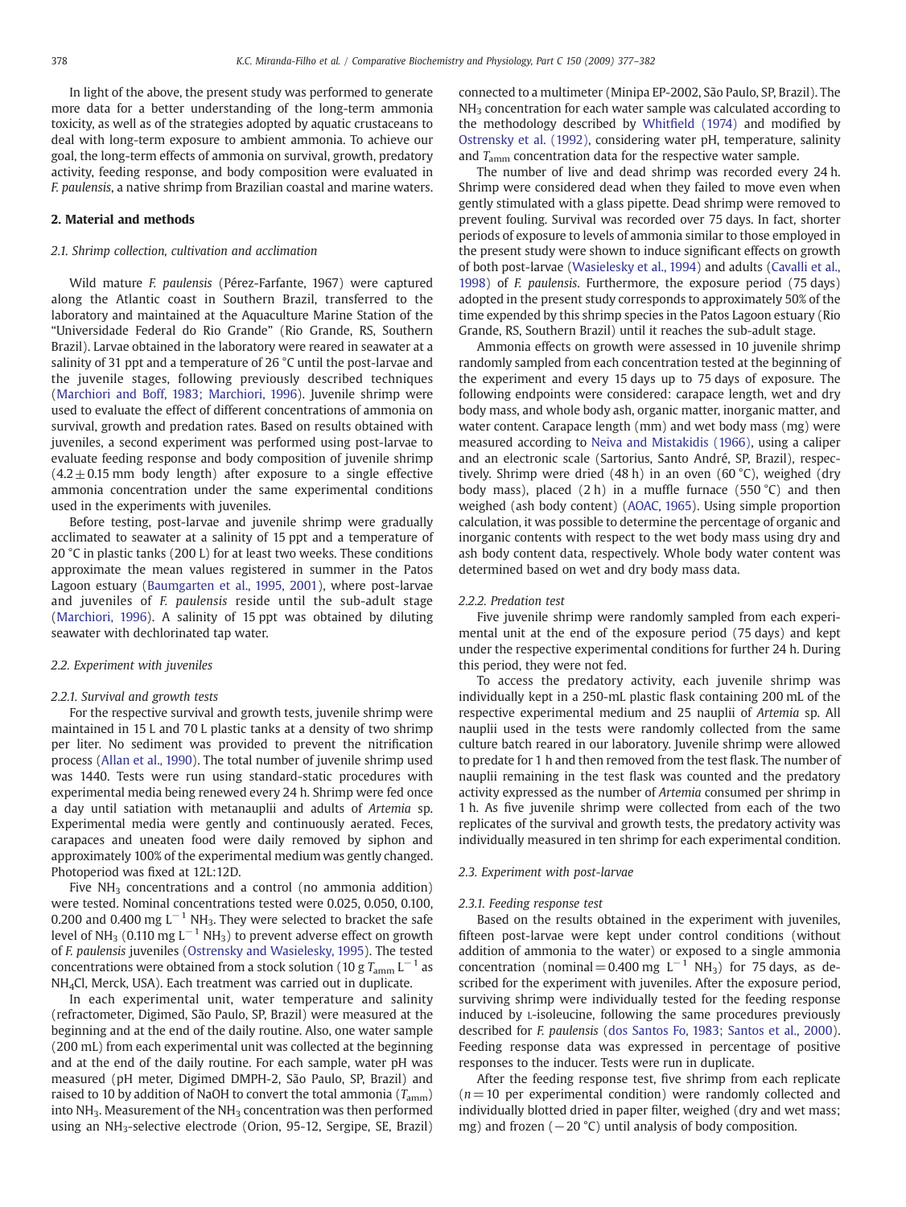In light of the above, the present study was performed to generate more data for a better understanding of the long-term ammonia toxicity, as well as of the strategies adopted by aquatic crustaceans to deal with long-term exposure to ambient ammonia. To achieve our goal, the long-term effects of ammonia on survival, growth, predatory activity, feeding response, and body composition were evaluated in *F. paulensis*, a native shrimp from Brazilian coastal and marine waters.

## 2. Material and methods

### 2.1. Shrimp collection, cultivation and acclimation

Wild mature *F. paulensis* (Pérez-Farfante, 1967) were captured along the Atlantic coast in Southern Brazil, transferred to the laboratory and maintained at the Aquaculture Marine Station of the "Universidade Federal do Rio Grande" (Rio Grande, RS, Southern Brazil). Larvae obtained in the laboratory were reared in seawater at a salinity of 31 ppt and a temperature of 26 °C until the post-larvae and the juvenile stages, following previously described techniques (Marchiori and Boff, 1983; Marchiori, 1996). Juvenile shrimp were used to evaluate the effect of different concentrations of ammonia on survival, growth and predation rates. Based on results obtained with juveniles, a second experiment was performed using post-larvae to evaluate feeding response and body composition of juvenile shrimp (4.2 ± 0.15 mm body length) after exposure to a single effective ammonia concentration under the same experimental conditions used in the experiments with juveniles.

Before testing, post-larvae and juvenile shrimp were gradually acclimated to seawater at a salinity of 15 ppt and a temperature of 20 °C in plastic tanks (200 L) for at least two weeks. These conditions approximate the mean values registered in summer in the Patos Lagoon estuary (Baumgarten et al., 1995, 2001), where post-larvae and juveniles of *F. paulensis* reside until the sub-adult stage (Marchiori, 1996). A salinity of 15 ppt was obtained by diluting seawater with dechlorinated tap water.

### 2.2. Experiment with juveniles

#### 2.2.1. Survival and growth tests

For the respective survival and growth tests, juvenile shrimp were maintained in 15 L and 70 L plastic tanks at a density of two shrimp per liter. No sediment was provided to prevent the nitrification process (Allan et al., 1990). The total number of juvenile shrimp used was 1440. Tests were run using standard-static procedures with experimental media being renewed every 24 h. Shrimp were fed once a day until satiation with metanauplii and adults of *Artemia* sp. Experimental media were gently and continuously aerated. Feces, carapaces and uneaten food were daily removed by siphon and approximately 100% of the experimental medium was gently changed. Photoperiod was fixed at 12L:12D.

Five $NH_3$ concentrations and a control (no ammonia addition) were tested. Nominal concentrations tested were 0.025, 0.050, 0.100, 0.200 and 0.400 mg $L^{-1}$ $NH_3$. They were selected to bracket the safe level of $NH_3$ (0.110 mg $L^{-1}$ $NH_3$) to prevent adverse effect on growth of *F. paulensis* juveniles (Ostrensky and Wasielesky, 1995). The tested concentrations were obtained from a stock solution (10 g $T_{amm}$ $L^{-1}$ as $NH_4Cl$, Merck, USA). Each treatment was carried out in duplicate.

In each experimental unit, water temperature and salinity (refractometer, Digimed, São Paulo, SP, Brazil) were measured at the beginning and at the end of the daily routine. Also, one water sample (200 mL) from each experimental unit was collected at the beginning and at the end of the daily routine. For each sample, water pH was measured (pH meter, Digimed DMPH-2, São Paulo, SP, Brazil) and raised to 10 by addition of NaOH to convert the total ammonia ($T_{amm}$) into $NH_3$. Measurement of the $NH_3$ concentration was then performed using an $NH_3$-selective electrode (Orion, 95-12, Sergipe, SE, Brazil) connected to a multimeter (Minipa EP-2002, São Paulo, SP, Brazil). The $NH_3$ concentration for each water sample was calculated according to the methodology described by Whitfield (1974) and modified by Ostrensky et al. (1992), considering water pH, temperature, salinity and $T_{amm}$ concentration data for the respective water sample.

The number of live and dead shrimp was recorded every 24 h. Shrimp were considered dead when they failed to move even when gently stimulated with a glass pipette. Dead shrimp were removed to prevent fouling. Survival was recorded over 75 days. In fact, shorter periods of exposure to levels of ammonia similar to those employed in the present study were shown to induce significant effects on growth of both post-larvae (Wasielesky et al., 1994) and adults (Cavalli et al., 1998) of *F. paulensis*. Furthermore, the exposure period (75 days) adopted in the present study corresponds to approximately 50% of the time expended by this shrimp species in the Patos Lagoon estuary (Rio Grande, RS, Southern Brazil) until it reaches the sub-adult stage.

Ammonia effects on growth were assessed in 10 juvenile shrimp randomly sampled from each concentration tested at the beginning of the experiment and every 15 days up to 75 days of exposure. The following endpoints were considered: carapace length, wet and dry body mass, and whole body ash, organic matter, inorganic matter, and water content. Carapace length (mm) and wet body mass (mg) were measured according to Neiva and Mistakidis (1966), using a caliper and an electronic scale (Sartorius, Santo André, SP, Brazil), respectively. Shrimp were dried (48 h) in an oven (60 °C), weighed (dry body mass), placed (2 h) in a muffle furnace (550 °C) and then weighed (ash body content) (AOAC, 1965). Using simple proportion calculation, it was possible to determine the percentage of organic and inorganic contents with respect to the wet body mass using dry and ash body content data, respectively. Whole body water content was determined based on wet and dry body mass data.

#### 2.2.2. Predation test

Five juvenile shrimp were randomly sampled from each experimental unit at the end of the exposure period (75 days) and kept under the respective experimental conditions for further 24 h. During this period, they were not fed.

To access the predatory activity, each juvenile shrimp was individually kept in a 250-mL plastic flask containing 200 mL of the respective experimental medium and 25 nauplii of *Artemia* sp. All nauplii used in the tests were randomly collected from the same culture batch reared in our laboratory. Juvenile shrimp were allowed to predate for 1 h and then removed from the test flask. The number of nauplii remaining in the test flask was counted and the predatory activity expressed as the number of *Artemia* consumed per shrimp in 1 h. As five juvenile shrimp were collected from each of the two replicates of the survival and growth tests, the predatory activity was individually measured in ten shrimp for each experimental condition.

### 2.3. Experiment with post-larvae

#### 2.3.1. Feeding response test

Based on the results obtained in the experiment with juveniles, fifteen post-larvae were kept under control conditions (without addition of ammonia to the water) or exposed to a single ammonia concentration (nominal = 0.400 mg $L^{-1}$ $NH_3$) for 75 days, as described for the experiment with juveniles. After the exposure period, surviving shrimp were individually tested for the feeding response induced by L-isoleucine, following the same procedures previously described for *F. paulensis* (dos Santos Fo, 1983; Santos et al., 2000). Feeding response data was expressed in percentage of positive responses to the inducer. Tests were run in duplicate.

After the feeding response test, five shrimp from each replicate ($n = 10$ per experimental condition) were randomly collected and individually blotted dried in paper filter, weighed (dry and wet mass; mg) and frozen (−20 °C) until analysis of body composition.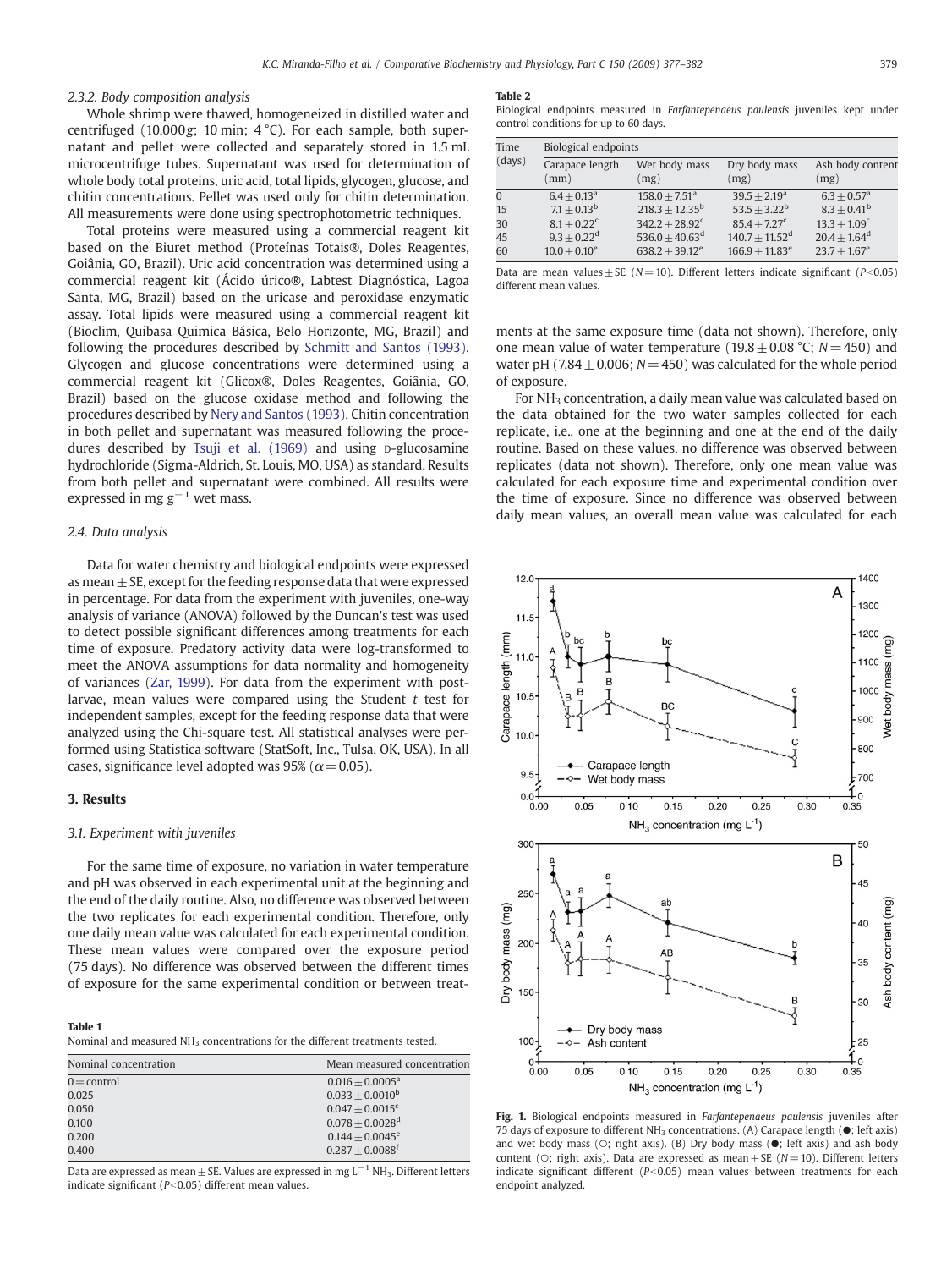#### 2.3.2. Body composition analysis

Whole shrimp were thawed, homogeneized in distilled water and centrifuged (10,000g; 10 min; 4 °C). For each sample, both supernatant and pellet were collected and separately stored in 1.5 mL microcentrifuge tubes. Supernatant was used for determination of whole body total proteins, uric acid, total lipids, glycogen, glucose, and chitin concentrations. Pellet was used only for chitin determination. All measurements were done using spectrophotometric techniques.

Total proteins were measured using a commercial reagent kit based on the Biuret method (Proteínas Totais®, Doles Reagentes, Goiânia, GO, Brazil). Uric acid concentration was determined using a commercial reagent kit (Ácido úrico®, Labtest Diagnóstica, Lagoa Santa, MG, Brazil) based on the uricase and peroxidase enzymatic assay. Total lipids were measured using a commercial reagent kit (Bioclim, Quibasa Quimica Básica, Belo Horizonte, MG, Brazil) and following the procedures described by Schmitt and Santos (1993). Glycogen and glucose concentrations were determined using a commercial reagent kit (Glicox®, Doles Reagentes, Goiânia, GO, Brazil) based on the glucose oxidase method and following the procedures described by Nery and Santos (1993). Chitin concentration in both pellet and supernatant was measured following the procedures described by Tsuji et al. (1969) and using D-glucosamine hydrochloride (Sigma-Aldrich, St. Louis, MO, USA) as standard. Results from both pellet and supernatant were combined. All results were expressed in mg $g^{-1}$ wet mass.

### 2.4. Data analysis

Data for water chemistry and biological endpoints were expressed as mean ± SE, except for the feeding response data that were expressed in percentage. For data from the experiment with juveniles, one-way analysis of variance (ANOVA) followed by the Duncan's test was used to detect possible significant differences among treatments for each time of exposure. Predatory activity data were log-transformed to meet the ANOVA assumptions for data normality and homogeneity of variances (Zar, 1999). For data from the experiment with post-larvae, mean values were compared using the Student t test for independent samples, except for the feeding response data that were analyzed using the Chi-square test. All statistical analyses were performed using Statistica software (StatSoft, Inc., Tulsa, OK, USA). In all cases, significance level adopted was 95% ($\alpha = 0.05$).

## 3. Results

### 3.1. Experiment with juveniles

For the same time of exposure, no variation in water temperature and pH was observed in each experimental unit at the beginning and the end of the daily routine. Also, no difference was observed between the two replicates for each experimental condition. Therefore, only one daily mean value was calculated for each experimental condition. These mean values were compared over the exposure period (75 days). No difference was observed between the different times of exposure for the same experimental condition or between treatments at the same exposure time (data not shown). Therefore, only one mean value of water temperature (19.8 ± 0.08 °C; N = 450) and water pH (7.84 ± 0.006; N = 450) was calculated for the whole period of exposure.

For $NH_3$ concentration, a daily mean value was calculated based on the data obtained for the two water samples collected for each replicate, i.e., one at the beginning and one at the end of the daily routine. Based on these values, no difference was observed between replicates (data not shown). Therefore, only one mean value was calculated for each exposure time and experimental condition over the time of exposure. Since no difference was observed between daily mean values, an overall mean value was calculated for each

**Table 1**
Nominal and measured $NH_3$ concentrations for the different treatments tested.

| Nominal concentration | Mean measured concentration |
|---|---|
| 0 = control | 0.016 ± 0.0005[a] |
| 0.025 | 0.033 ± 0.0010[b] |
| 0.050 | 0.047 ± 0.0015[c] |
| 0.100 | 0.078 ± 0.0028[d] |
| 0.200 | 0.144 ± 0.0045[e] |
| 0.400 | 0.287 ± 0.0088[f] |

Data are expressed as mean ± SE. Values are expressed in mg $L^{-1}$ $NH_3$. Different letters indicate significant ($P<0.05$) different mean values.

**Table 2**
Biological endpoints measured in *Farfantepenaeus paulensis* juveniles kept under control conditions for up to 60 days.

| Time (days) | Biological endpoints | | | |
|---|---|---|---|---|
| | Carapace length (mm) | Wet body mass (mg) | Dry body mass (mg) | Ash body content (mg) |
| 0 | 6.4 ± 0.13[a] | 158.0 ± 7.51[a] | 39.5 ± 2.19[a] | 6.3 ± 0.57[a] |
| 15 | 7.1 ± 0.13[b] | 218.3 ± 12.35[b] | 53.5 ± 3.22[b] | 8.3 ± 0.41[b] |
| 30 | 8.1 ± 0.22[c] | 342.2 ± 28.92[c] | 85.4 ± 7.27[c] | 13.3 ± 1.09[c] |
| 45 | 9.3 ± 0.22[d] | 536.0 ± 40.63[d] | 140.7 ± 11.52[d] | 20.4 ± 1.64[d] |
| 60 | 10.0 ± 0.10[e] | 638.2 ± 39.12[e] | 166.9 ± 11.83[e] | 23.7 ± 1.67[e] |

Data are mean values ± SE (N = 10). Different letters indicate significant ($P<0.05$) different mean values.

**Fig. 1.** Biological endpoints measured in *Farfantepenaeus paulensis* juveniles after 75 days of exposure to different $NH_3$ concentrations. (A) Carapace length (●; left axis) and wet body mass (○; right axis). (B) Dry body mass (●; left axis) and ash body content (○; right axis). Data are expressed as mean ± SE (N = 10). Different letters indicate significant different ($P<0.05$) mean values between treatments for each endpoint analyzed.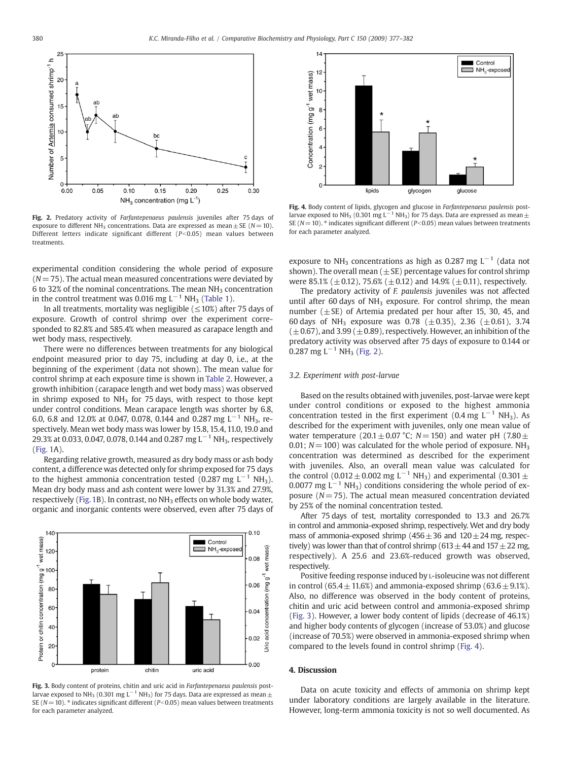experimental condition considering the whole period of exposure ($N = 75$). The actual mean measured concentrations were deviated by 6 to 32% of the nominal concentrations. The mean $NH_3$ concentration in the control treatment was 0.016 mg $L^{-1}$ $NH_3$ (Table 1).

In all treatments, mortality was negligible (≤10%) after 75 days of exposure. Growth of control shrimp over the experiment corresponded to 82.8% and 585.4% when measured as carapace length and wet body mass, respectively.

There were no differences between treatments for any biological endpoint measured prior to day 75, including at day 0, i.e., at the beginning of the experiment (data not shown). The mean value for control shrimp at each exposure time is shown in Table 2. However, a growth inhibition (carapace length and wet body mass) was observed in shrimp exposed to $NH_3$ for 75 days, with respect to those kept under control conditions. Mean carapace length was shorter by 6.8, 6.0, 6.8 and 12.0% at 0.047, 0.078, 0.144 and 0.287 mg $L^{-1}$ $NH_3$, respectively. Mean wet body mass was lower by 15.8, 15.4, 11.0, 19.0 and 29.3% at 0.033, 0.047, 0.078, 0.144 and 0.287 mg $L^{-1}$ $NH_3$, respectively (Fig. 1A).

Regarding relative growth, measured as dry body mass or ash body content, a difference was detected only for shrimp exposed for 75 days to the highest ammonia concentration tested (0.287 mg $L^{-1}$ $NH_3$). Mean dry body mass and ash content were lower by 31.3% and 27.9%, respectively (Fig. 1B). In contrast, no $NH_3$ effects on whole body water, organic and inorganic contents were observed, even after 75 days of exposure to $NH_3$ concentrations as high as 0.287 mg $L^{-1}$ (data not shown). The overall mean (±SE) percentage values for control shrimp were 85.1% (±0.12), 75.6% (±0.12) and 14.9% (±0.11), respectively.

The predatory activity of *F. paulensis* juveniles was not affected until after 60 days of $NH_3$ exposure. For control shrimp, the mean number (±SE) of Artemia predated per hour after 15, 30, 45, and 60 days of $NH_3$ exposure was 0.78 (±0.35), 2.36 (±0.61), 3.74 (±0.67), and 3.99 (±0.89), respectively. However, an inhibition of the predatory activity was observed after 75 days of exposure to 0.144 or 0.287 mg $L^{-1}$ $NH_3$ (Fig. 2).

**Fig. 2.** Predatory activity of *Farfantepenaeus paulensis* juveniles after 75 days of exposure to different $NH_3$ concentrations. Data are expressed as mean ± SE ($N = 10$). Different letters indicate significant different ($P < 0.05$) mean values between treatments.

### 3.2. Experiment with post-larvae

Based on the results obtained with juveniles, post-larvae were kept under control conditions or exposed to the highest ammonia concentration tested in the first experiment (0.4 mg $L^{-1}$ $NH_3$). As described for the experiment with juveniles, only one mean value of water temperature (20.1 ± 0.07 °C; $N = 150$) and water pH (7.80 ± 0.01; $N = 100$) was calculated for the whole period of exposure. $NH_3$ concentration was determined as described for the experiment with juveniles. Also, an overall mean value was calculated for the control (0.012 ± 0.002 mg $L^{-1}$ $NH_3$) and experimental (0.301 ± 0.0077 mg $L^{-1}$ $NH_3$) conditions considering the whole period of exposure ($N = 75$). The actual mean measured concentration deviated by 25% of the nominal concentration tested.

After 75 days of test, mortality corresponded to 13.3 and 26.7% in control and ammonia-exposed shrimp, respectively. Wet and dry body mass of ammonia-exposed shrimp (456 ± 36 and 120 ± 24 mg, respectively) was lower than that of control shrimp (613 ± 44 and 157 ± 22 mg, respectively). A 25.6 and 23.6%-reduced growth was observed, respectively.

Positive feeding response induced by L-isoleucine was not different in control (65.4 ± 11.6%) and ammonia-exposed shrimp (63.6 ± 9.1%). Also, no difference was observed in the body content of proteins, chitin and uric acid between control and ammonia-exposed shrimp (Fig. 3). However, a lower body content of lipids (decrease of 46.1%) and higher body contents of glycogen (increase of 53.0%) and glucose (increase of 70.5%) were observed in ammonia-exposed shrimp when compared to the levels found in control shrimp (Fig. 4).

**Fig. 3.** Body content of proteins, chitin and uric acid in *Farfantepenaeus paulensis* post-larvae exposed to $NH_3$ (0.301 mg $L^{-1}$ $NH_3$) for 75 days. Data are expressed as mean ± SE ($N = 10$). * indicates significant different ($P < 0.05$) mean values between treatments for each parameter analyzed.

**Fig. 4.** Body content of lipids, glycogen and glucose in *Farfantepenaeus paulensis* post-larvae exposed to $NH_3$ (0.301 mg $L^{-1}$ $NH_3$) for 75 days. Data are expressed as mean ± SE ($N = 10$). * indicates significant different ($P < 0.05$) mean values between treatments for each parameter analyzed.

## 4. Discussion

Data on acute toxicity and effects of ammonia on shrimp kept under laboratory conditions are largely available in the literature. However, long-term ammonia toxicity is not so well documented. As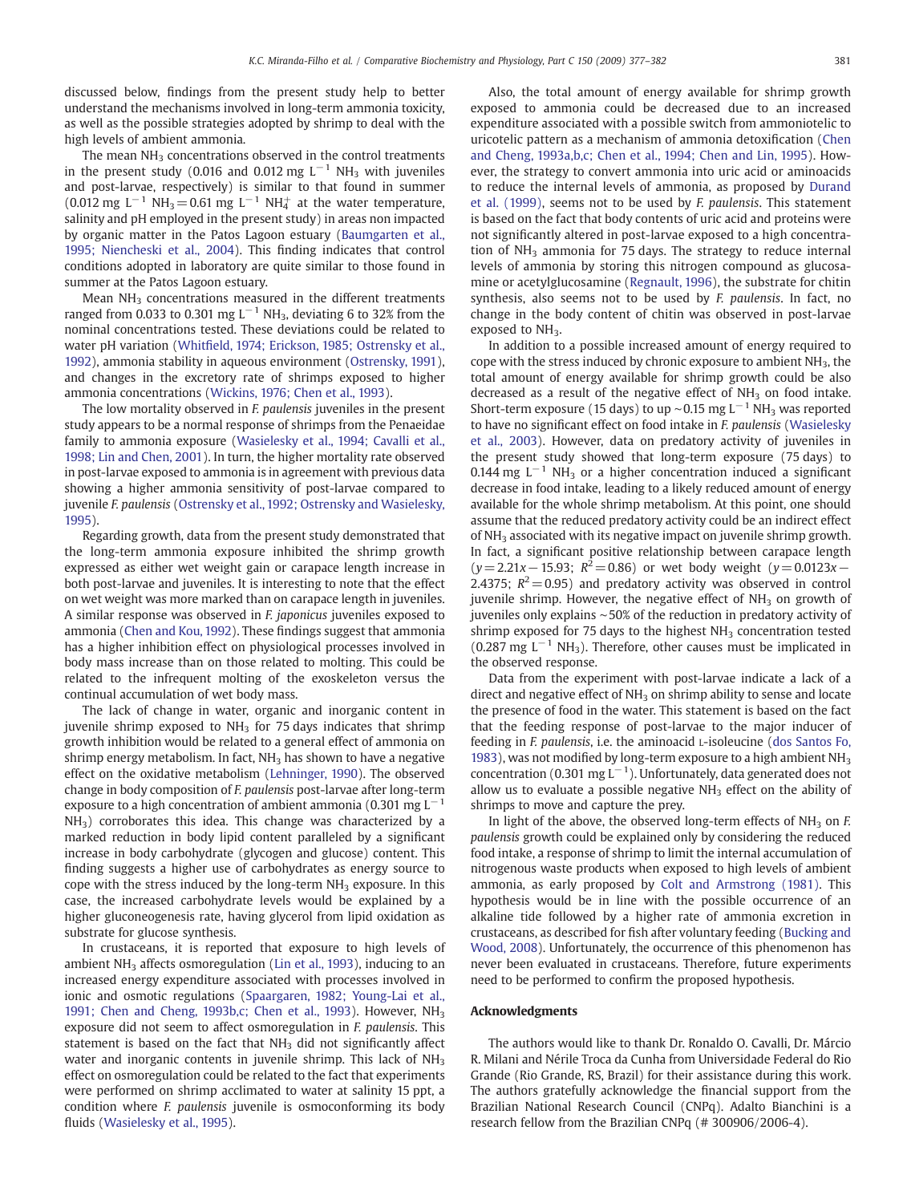discussed below, findings from the present study help to better understand the mechanisms involved in long-term ammonia toxicity, as well as the possible strategies adopted by shrimp to deal with the high levels of ambient ammonia.

The mean $NH_3$ concentrations observed in the control treatments in the present study (0.016 and 0.012 mg $L^{-1}$ $NH_3$ with juveniles and post-larvae, respectively) is similar to that found in summer (0.012 mg $L^{-1}$ $NH_3$ = 0.61 mg $L^{-1}$ $NH_4^+$ at the water temperature, salinity and pH employed in the present study) in areas non impacted by organic matter in the Patos Lagoon estuary (Baumgarten et al., 1995; Niencheski et al., 2004). This finding indicates that control conditions adopted in laboratory are quite similar to those found in summer at the Patos Lagoon estuary.

Mean $NH_3$ concentrations measured in the different treatments ranged from 0.033 to 0.301 mg $L^{-1}$ $NH_3$, deviating 6 to 32% from the nominal concentrations tested. These deviations could be related to water pH variation (Whitfield, 1974; Erickson, 1985; Ostrensky et al., 1992), ammonia stability in aqueous environment (Ostrensky, 1991), and changes in the excretory rate of shrimps exposed to higher ammonia concentrations (Wickins, 1976; Chen et al., 1993).

The low mortality observed in *F. paulensis* juveniles in the present study appears to be a normal response of shrimps from the Penaeidae family to ammonia exposure (Wasielesky et al., 1994; Cavalli et al., 1998; Lin and Chen, 2001). In turn, the higher mortality rate observed in post-larvae exposed to ammonia is in agreement with previous data showing a higher ammonia sensitivity of post-larvae compared to juvenile *F. paulensis* (Ostrensky et al., 1992; Ostrensky and Wasielesky, 1995).

Regarding growth, data from the present study demonstrated that the long-term ammonia exposure inhibited the shrimp growth expressed as either wet weight gain or carapace length increase in both post-larvae and juveniles. It is interesting to note that the effect on wet weight was more marked than on carapace length in juveniles. A similar response was observed in *F. japonicus* juveniles exposed to ammonia (Chen and Kou, 1992). These findings suggest that ammonia has a higher inhibition effect on physiological processes involved in body mass increase than on those related to molting. This could be related to the infrequent molting of the exoskeleton versus the continual accumulation of wet body mass.

The lack of change in water, organic and inorganic content in juvenile shrimp exposed to $NH_3$ for 75 days indicates that shrimp growth inhibition would be related to a general effect of ammonia on shrimp energy metabolism. In fact, $NH_3$ has shown to have a negative effect on the oxidative metabolism (Lehninger, 1990). The observed change in body composition of *F. paulensis* post-larvae after long-term exposure to a high concentration of ambient ammonia (0.301 mg $L^{-1}$ $NH_3$) corroborates this idea. This change was characterized by a marked reduction in body lipid content paralleled by a significant increase in body carbohydrate (glycogen and glucose) content. This finding suggests a higher use of carbohydrates as energy source to cope with the stress induced by the long-term $NH_3$ exposure. In this case, the increased carbohydrate levels would be explained by a higher gluconeogenesis rate, having glycerol from lipid oxidation as substrate for glucose synthesis.

In crustaceans, it is reported that exposure to high levels of ambient $NH_3$ affects osmoregulation (Lin et al., 1993), inducing to an increased energy expenditure associated with processes involved in ionic and osmotic regulations (Spaargaren, 1982; Young-Lai et al., 1991; Chen and Cheng, 1993b,c; Chen et al., 1993). However, $NH_3$ exposure did not seem to affect osmoregulation in *F. paulensis*. This statement is based on the fact that $NH_3$ did not significantly affect water and inorganic contents in juvenile shrimp. This lack of $NH_3$ effect on osmoregulation could be related to the fact that experiments were performed on shrimp acclimated to water at salinity 15 ppt, a condition where *F. paulensis* juvenile is osmoconforming its body fluids (Wasielesky et al., 1995).

Also, the total amount of energy available for shrimp growth exposed to ammonia could be decreased due to an increased expenditure associated with a possible switch from ammoniotelic to uricotelic pattern as a mechanism of ammonia detoxification (Chen and Cheng, 1993a,b,c; Chen et al., 1994; Chen and Lin, 1995). However, the strategy to convert ammonia into uric acid or aminoacids to reduce the internal levels of ammonia, as proposed by Durand et al. (1999), seems not to be used by *F. paulensis*. This statement is based on the fact that body contents of uric acid and proteins were not significantly altered in post-larvae exposed to a high concentration of $NH_3$ ammonia for 75 days. The strategy to reduce internal levels of ammonia by storing this nitrogen compound as glucosamine or acetylglucosamine (Regnault, 1996), the substrate for chitin synthesis, also seems not to be used by *F. paulensis*. In fact, no change in the body content of chitin was observed in post-larvae exposed to $NH_3$.

In addition to a possible increased amount of energy required to cope with the stress induced by chronic exposure to ambient $NH_3$, the total amount of energy available for shrimp growth could be also decreased as a result of the negative effect of $NH_3$ on food intake. Short-term exposure (15 days) to up ~0.15 mg $L^{-1}$ $NH_3$ was reported to have no significant effect on food intake in *F. paulensis* (Wasielesky et al., 2003). However, data on predatory activity of juveniles in the present study showed that long-term exposure (75 days) to 0.144 mg $L^{-1}$ $NH_3$ or a higher concentration induced a significant decrease in food intake, leading to a likely reduced amount of energy available for the whole shrimp metabolism. At this point, one should assume that the reduced predatory activity could be an indirect effect of $NH_3$ associated with its negative impact on juvenile shrimp growth. In fact, a significant positive relationship between carapace length ($y = 2.21x - 15.93$; $R^2 = 0.86$) or wet body weight ($y = 0.0123x - 2.4375$; $R^2 = 0.95$) and predatory activity was observed in control juvenile shrimp. However, the negative effect of $NH_3$ on growth of juveniles only explains ~50% of the reduction in predatory activity of shrimp exposed for 75 days to the highest $NH_3$ concentration tested (0.287 mg $L^{-1}$ $NH_3$). Therefore, other causes must be implicated in the observed response.

Data from the experiment with post-larvae indicate a lack of a direct and negative effect of $NH_3$ on shrimp ability to sense and locate the presence of food in the water. This statement is based on the fact that the feeding response of post-larvae to the major inducer of feeding in *F. paulensis*, i.e. the aminoacid L-isoleucine (dos Santos Fo, 1983), was not modified by long-term exposure to a high ambient $NH_3$ concentration (0.301 mg $L^{-1}$). Unfortunately, data generated does not allow us to evaluate a possible negative $NH_3$ effect on the ability of shrimps to move and capture the prey.

In light of the above, the observed long-term effects of $NH_3$ on *F. paulensis* growth could be explained only by considering the reduced food intake, a response of shrimp to limit the internal accumulation of nitrogenous waste products when exposed to high levels of ambient ammonia, as early proposed by Colt and Armstrong (1981). This hypothesis would be in line with the possible occurrence of an alkaline tide followed by a higher rate of ammonia excretion in crustaceans, as described for fish after voluntary feeding (Bucking and Wood, 2008). Unfortunately, the occurrence of this phenomenon has never been evaluated in crustaceans. Therefore, future experiments need to be performed to confirm the proposed hypothesis.

## Acknowledgments

The authors would like to thank Dr. Ronaldo O. Cavalli, Dr. Márcio R. Milani and Nérile Troca da Cunha from Universidade Federal do Rio Grande (Rio Grande, RS, Brazil) for their assistance during this work. The authors gratefully acknowledge the financial support from the Brazilian National Research Council (CNPq). Adalto Bianchini is a research fellow from the Brazilian CNPq (# 300906/2006-4).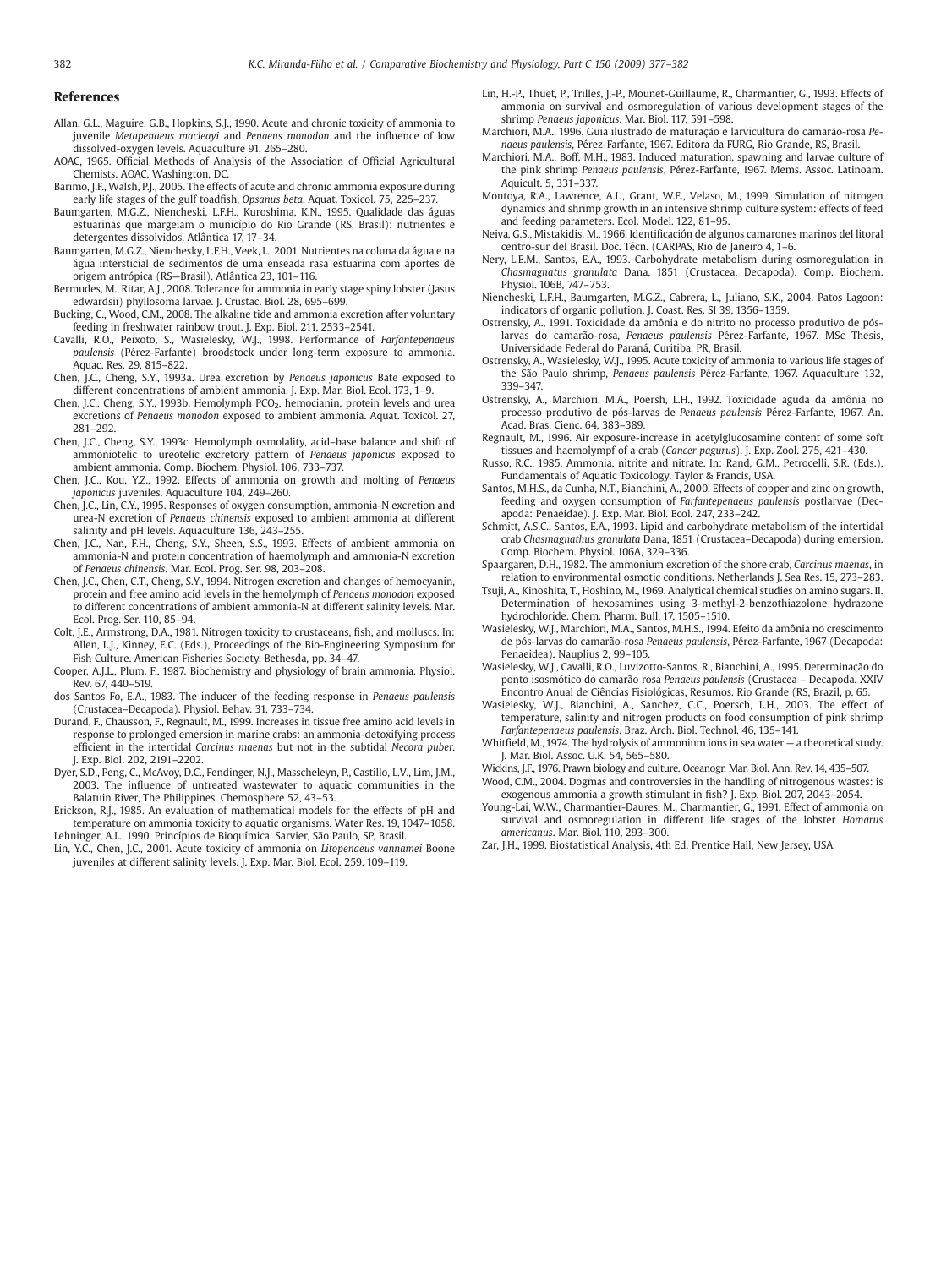## References

Allan, G.L., Maguire, G.B., Hopkins, S.J., 1990. Acute and chronic toxicity of ammonia to juvenile *Metapenaeus macleayi* and *Penaeus monodon* and the influence of low dissolved-oxygen levels. Aquaculture 91, 265–280.

AOAC, 1965. Official Methods of Analysis of the Association of Official Agricultural Chemists. AOAC, Washington, DC.

Barimo, J.F., Walsh, P.J., 2005. The effects of acute and chronic ammonia exposure during early life stages of the gulf toadfish, *Opsanus beta*. Aquat. Toxicol. 75, 225–237.

Baumgarten, M.G.Z., Niencheski, L.F.H., Kuroshima, K.N., 1995. Qualidade das águas estuarinas que margeiam o município do Rio Grande (RS, Brasil): nutrientes e detergentes dissolvidos. Atlântica 17, 17–34.

Baumgarten, M.G.Z., Nienchesky, L.F.H., Veek, L., 2001. Nutrientes na coluna da água e na água intersticial de sedimentos de uma enseada rasa estuarina com aportes de origem antrópica (RS—Brasil). Atlântica 23, 101–116.

Bermudes, M., Ritar, A.J., 2008. Tolerance for ammonia in early stage spiny lobster (Jasus edwardsii) phyllosoma larvae. J. Crustac. Biol. 28, 695–699.

Bucking, C., Wood, C.M., 2008. The alkaline tide and ammonia excretion after voluntary feeding in freshwater rainbow trout. J. Exp. Biol. 211, 2533–2541.

Cavalli, R.O., Peixoto, S., Wasielesky, W.J., 1998. Performance of *Farfantepenaeus paulensis* (Pérez-Farfante) broodstock under long-term exposure to ammonia. Aquac. Res. 29, 815–822.

Chen, J.C., Cheng, S.Y., 1993a. Urea excretion by *Penaeus japonicus* Bate exposed to different concentrations of ambient ammonia. J. Exp. Mar. Biol. Ecol. 173, 1–9.

Chen, J.C., Cheng, S.Y., 1993b. Hemolymph $PCO_2$, hemocianin, protein levels and urea excretions of *Penaeus monodon* exposed to ambient ammonia. Aquat. Toxicol. 27, 281–292.

Chen, J.C., Cheng, S.Y., 1993c. Hemolymph osmolality, acid–base balance and shift of ammoniotelic to ureotelic excretory pattern of *Penaeus japonicus* exposed to ambient ammonia. Comp. Biochem. Physiol. 106, 733–737.

Chen, J.C., Kou, Y.Z., 1992. Effects of ammonia on growth and molting of *Penaeus japonicus* juveniles. Aquaculture 104, 249–260.

Chen, J.C., Lin, C.Y., 1995. Responses of oxygen consumption, ammonia-N excretion and urea-N excretion of *Penaeus chinensis* exposed to ambient ammonia at different salinity and pH levels. Aquaculture 136, 243–255.

Chen, J.C., Nan, F.H., Cheng, S.Y., Sheen, S.S., 1993. Effects of ambient ammonia on ammonia-N and protein concentration of haemolymph and ammonia-N excretion of *Penaeus chinensis*. Mar. Ecol. Prog. Ser. 98, 203–208.

Chen, J.C., Chen, C.T., Cheng, S.Y., 1994. Nitrogen excretion and changes of hemocyanin, protein and free amino acid levels in the hemolymph of *Penaeus monodon* exposed to different concentrations of ambient ammonia-N at different salinity levels. Mar. Ecol. Prog. Ser. 110, 85–94.

Colt, J.E., Armstrong, D.A., 1981. Nitrogen toxicity to crustaceans, fish, and molluscs. In: Allen, L.J., Kinney, E.C. (Eds.), Proceedings of the Bio-Engineering Symposium for Fish Culture. American Fisheries Society, Bethesda, pp. 34–47.

Cooper, A.J.L., Plum, F., 1987. Biochemistry and physiology of brain ammonia. Physiol. Rev. 67, 440–519.

dos Santos Fo, E.A., 1983. The inducer of the feeding response in *Penaeus paulensis* (Crustacea–Decapoda). Physiol. Behav. 31, 733–734.

Durand, F., Chausson, F., Regnault, M., 1999. Increases in tissue free amino acid levels in response to prolonged emersion in marine crabs: an ammonia-detoxifying process efficient in the intertidal *Carcinus maenas* but not in the subtidal *Necora puber*. J. Exp. Biol. 202, 2191–2202.

Dyer, S.D., Peng, C., McAvoy, D.C., Fendinger, N.J., Masscheleyn, P., Castillo, L.V., Lim, J.M., 2003. The influence of untreated wastewater to aquatic communities in the Balatuin River, The Philippines. Chemosphere 52, 43–53.

Erickson, R.J., 1985. An evaluation of mathematical models for the effects of pH and temperature on ammonia toxicity to aquatic organisms. Water Res. 19, 1047–1058.

Lehninger, A.L., 1990. Princípios de Bioquímica. Sarvier, São Paulo, SP, Brasil.

Lin, Y.C., Chen, J.C., 2001. Acute toxicity of ammonia on *Litopenaeus vannamei* Boone juveniles at different salinity levels. J. Exp. Mar. Biol. Ecol. 259, 109–119.

Lin, H.-P., Thuet, P., Trilles, J.-P., Mounet-Guillaume, R., Charmantier, G., 1993. Effects of ammonia on survival and osmoregulation of various development stages of the shrimp *Penaeus japonicus*. Mar. Biol. 117, 591–598.

Marchiori, M.A., 1996. Guia ilustrado de maturação e larvicultura do camarão-rosa *Penaeus paulensis*, Pérez-Farfante, 1967. Editora da FURG, Rio Grande, RS, Brasil.

Marchiori, M.A., Boff, M.H., 1983. Induced maturation, spawning and larvae culture of the pink shrimp *Penaeus paulensis*, Pérez-Farfante, 1967. Mems. Assoc. Latinoam. Aquicult. 5, 331–337.

Montoya, R.A., Lawrence, A.L., Grant, W.E., Velaso, M., 1999. Simulation of nitrogen dynamics and shrimp growth in an intensive shrimp culture system: effects of feed and feeding parameters. Ecol. Model. 122, 81–95.

Neiva, G.S., Mistakidis, M., 1966. Identificación de algunos camarones marinos del litoral centro-sur del Brasil. Doc. Técn. (CARPAS, Rio de Janeiro 4, 1–6.

Nery, L.E.M., Santos, E.A., 1993. Carbohydrate metabolism during osmoregulation in *Chasmagnatus granulata* Dana, 1851 (Crustacea, Decapoda). Comp. Biochem. Physiol. 106B, 747–753.

Niencheski, L.F.H., Baumgarten, M.G.Z., Cabrera, L., Juliano, S.K., 2004. Patos Lagoon: indicators of organic pollution. J. Coast. Res. SI 39, 1356–1359.

Ostrensky, A., 1991. Toxicidade da amônia e do nitrito no processo produtivo de pós-larvas do camarão-rosa, *Penaeus paulensis* Pérez-Farfante, 1967. MSc Thesis, Universidade Federal do Paraná, Curitiba, PR, Brasil.

Ostrensky, A., Wasielesky, W.J., 1995. Acute toxicity of ammonia to various life stages of the São Paulo shrimp, *Penaeus paulensis* Pérez-Farfante, 1967. Aquaculture 132, 339–347.

Ostrensky, A., Marchiori, M.A., Poersh, L.H., 1992. Toxicidade aguda da amônia no processo produtivo de pós-larvas de *Penaeus paulensis* Pérez-Farfante, 1967. An. Acad. Bras. Cienc. 64, 383–389.

Regnault, M., 1996. Air exposure-increase in acetylglucosamine content of some soft tissues and haemolympf of a crab (*Cancer pagurus*). J. Exp. Zool. 275, 421–430.

Russo, R.C., 1985. Ammonia, nitrite and nitrate. In: Rand, G.M., Petrocelli, S.R. (Eds.), Fundamentals of Aquatic Toxicology. Taylor & Francis, USA.

Santos, M.H.S., da Cunha, N.T., Bianchini, A., 2000. Effects of copper and zinc on growth, feeding and oxygen consumption of *Farfantepenaeus paulensis* postlarvae (Decapoda: Penaeidae). J. Exp. Mar. Biol. Ecol. 247, 233–242.

Schmitt, A.S.C., Santos, E.A., 1993. Lipid and carbohydrate metabolism of the intertidal crab *Chasmagnathus granulata* Dana, 1851 (Crustacea–Decapoda) during emersion. Comp. Biochem. Physiol. 106A, 329–336.

Spaargaren, D.H., 1982. The ammonium excretion of the shore crab, *Carcinus maenas*, in relation to environmental osmotic conditions. Netherlands J. Sea Res. 15, 273–283.

Tsuji, A., Kinoshita, T., Hoshino, M., 1969. Analytical chemical studies on amino sugars. II. Determination of hexosamines using 3-methyl-2-benzothiazolone hydrazone hydrochloride. Chem. Pharm. Bull. 17, 1505–1510.

Wasielesky, W.J., Marchiori, M.A., Santos, M.H.S., 1994. Efeito da amônia no crescimento de pós-larvas do camarão-rosa *Penaeus paulensis*, Pérez-Farfante, 1967 (Decapoda: Penaeidea). Nauplius 2, 99–105.

Wasielesky, W.J., Cavalli, R.O., Luvizotto-Santos, R., Bianchini, A., 1995. Determinação do ponto isosmótico do camarão rosa *Penaeus paulensis* (Crustacea – Decapoda. XXIV Encontro Anual de Ciências Fisiológicas, Resumos. Rio Grande (RS, Brazil, p. 65.

Wasielesky, W.J., Bianchini, A., Sanchez, C.C., Poersch, L.H., 2003. The effect of temperature, salinity and nitrogen products on food consumption of pink shrimp *Farfantepenaeus paulensis*. Braz. Arch. Biol. Technol. 46, 135–141.

Whitfield, M., 1974. The hydrolysis of ammonium ions in sea water — a theoretical study. J. Mar. Biol. Assoc. U.K. 54, 565–580.

Wickins, J.F., 1976. Prawn biology and culture. Oceanogr. Mar. Biol. Ann. Rev. 14, 435–507.

Wood, C.M., 2004. Dogmas and controversies in the handling of nitrogenous wastes: is exogenous ammonia a growth stimulant in fish? J. Exp. Biol. 207, 2043–2054.

Young-Lai, W.W., Charmantier-Daures, M., Charmantier, G., 1991. Effect of ammonia on survival and osmoregulation in different life stages of the lobster *Homarus americanus*. Mar. Biol. 110, 293–300.

Zar, J.H., 1999. Biostatistical Analysis, 4th Ed. Prentice Hall, New Jersey, USA.